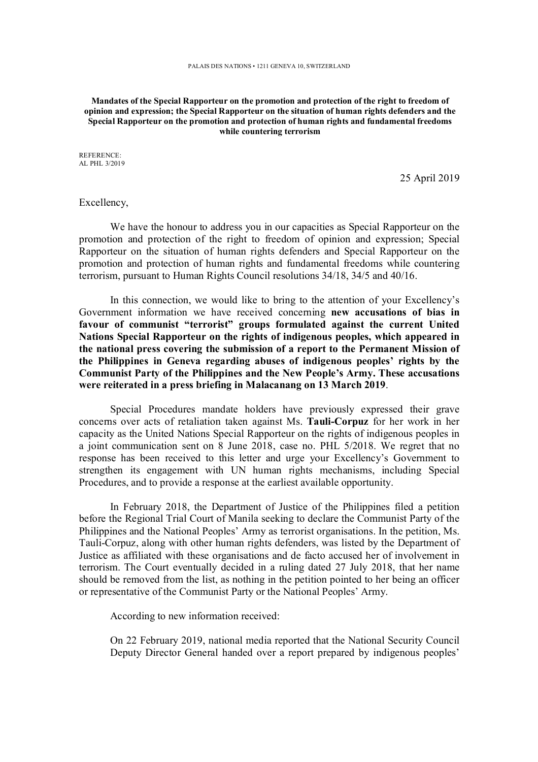PALAIS DES NATIONS • 1211 GENEVA 10, SWITZERLAND

**Mandates of the Special Rapporteur on the promotion and protection of the right to freedom of opinion and expression; the Special Rapporteur on the situation of human rights defenders and the Special Rapporteur on the promotion and protection of human rights and fundamental freedoms while countering terrorism**

REFERENCE:
AL PHL 3/2019

25 April 2019

Excellency,

We have the honour to address you in our capacities as Special Rapporteur on the promotion and protection of the right to freedom of opinion and expression; Special Rapporteur on the situation of human rights defenders and Special Rapporteur on the promotion and protection of human rights and fundamental freedoms while countering terrorism, pursuant to Human Rights Council resolutions 34/18, 34/5 and 40/16.

In this connection, we would like to bring to the attention of your Excellency's Government information we have received concerning **new accusations of bias in favour of communist "terrorist" groups formulated against the current United Nations Special Rapporteur on the rights of indigenous peoples, which appeared in the national press covering the submission of a report to the Permanent Mission of the Philippines in Geneva regarding abuses of indigenous peoples' rights by the Communist Party of the Philippines and the New People's Army. These accusations were reiterated in a press briefing in Malacanang on 13 March 2019**.

Special Procedures mandate holders have previously expressed their grave concerns over acts of retaliation taken against Ms. **Tauli-Corpuz** for her work in her capacity as the United Nations Special Rapporteur on the rights of indigenous peoples in a joint communication sent on 8 June 2018, case no. PHL 5/2018. We regret that no response has been received to this letter and urge your Excellency's Government to strengthen its engagement with UN human rights mechanisms, including Special Procedures, and to provide a response at the earliest available opportunity.

In February 2018, the Department of Justice of the Philippines filed a petition before the Regional Trial Court of Manila seeking to declare the Communist Party of the Philippines and the National Peoples' Army as terrorist organisations. In the petition, Ms. Tauli-Corpuz, along with other human rights defenders, was listed by the Department of Justice as affiliated with these organisations and de facto accused her of involvement in terrorism. The Court eventually decided in a ruling dated 27 July 2018, that her name should be removed from the list, as nothing in the petition pointed to her being an officer or representative of the Communist Party or the National Peoples' Army.

According to new information received:

On 22 February 2019, national media reported that the National Security Council Deputy Director General handed over a report prepared by indigenous peoples'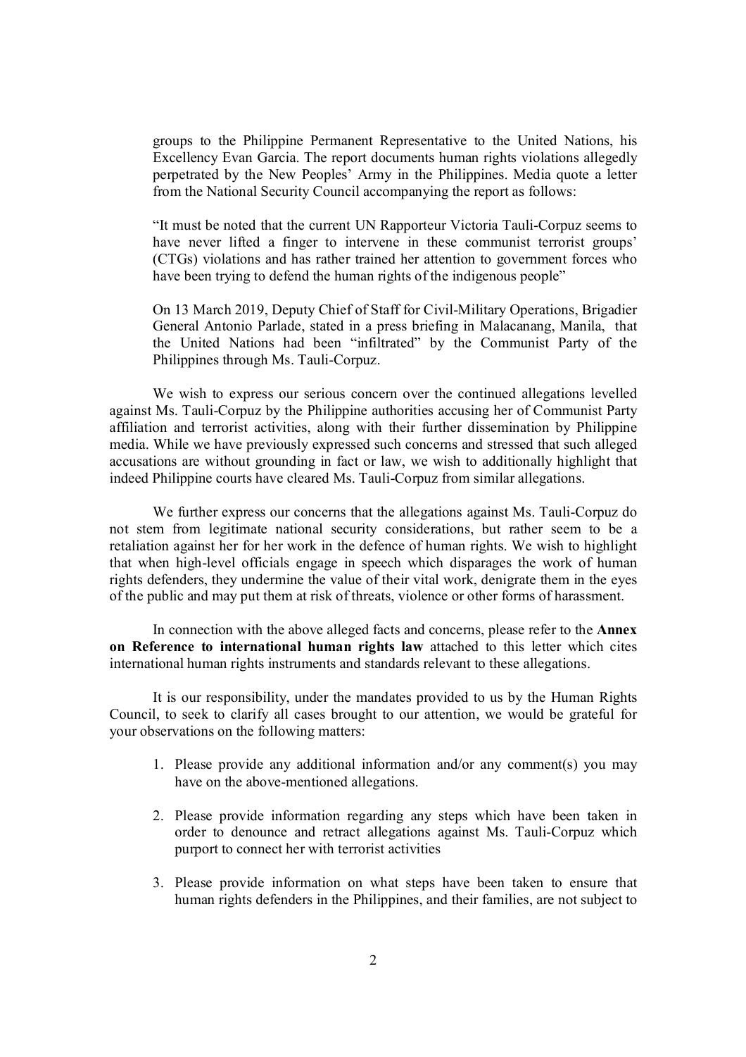groups to the Philippine Permanent Representative to the United Nations, his Excellency Evan Garcia. The report documents human rights violations allegedly perpetrated by the New Peoples' Army in the Philippines. Media quote a letter from the National Security Council accompanying the report as follows:

"It must be noted that the current UN Rapporteur Victoria Tauli-Corpuz seems to have never lifted a finger to intervene in these communist terrorist groups' (CTGs) violations and has rather trained her attention to government forces who have been trying to defend the human rights of the indigenous people"

On 13 March 2019, Deputy Chief of Staff for Civil-Military Operations, Brigadier General Antonio Parlade, stated in a press briefing in Malacanang, Manila, that the United Nations had been "infiltrated" by the Communist Party of the Philippines through Ms. Tauli-Corpuz.

We wish to express our serious concern over the continued allegations levelled against Ms. Tauli-Corpuz by the Philippine authorities accusing her of Communist Party affiliation and terrorist activities, along with their further dissemination by Philippine media. While we have previously expressed such concerns and stressed that such alleged accusations are without grounding in fact or law, we wish to additionally highlight that indeed Philippine courts have cleared Ms. Tauli-Corpuz from similar allegations.

We further express our concerns that the allegations against Ms. Tauli-Corpuz do not stem from legitimate national security considerations, but rather seem to be a retaliation against her for her work in the defence of human rights. We wish to highlight that when high-level officials engage in speech which disparages the work of human rights defenders, they undermine the value of their vital work, denigrate them in the eyes of the public and may put them at risk of threats, violence or other forms of harassment.

In connection with the above alleged facts and concerns, please refer to the **Annex on Reference to international human rights law** attached to this letter which cites international human rights instruments and standards relevant to these allegations.

It is our responsibility, under the mandates provided to us by the Human Rights Council, to seek to clarify all cases brought to our attention, we would be grateful for your observations on the following matters:

1. Please provide any additional information and/or any comment(s) you may have on the above-mentioned allegations.

2. Please provide information regarding any steps which have been taken in order to denounce and retract allegations against Ms. Tauli-Corpuz which purport to connect her with terrorist activities

3. Please provide information on what steps have been taken to ensure that human rights defenders in the Philippines, and their families, are not subject to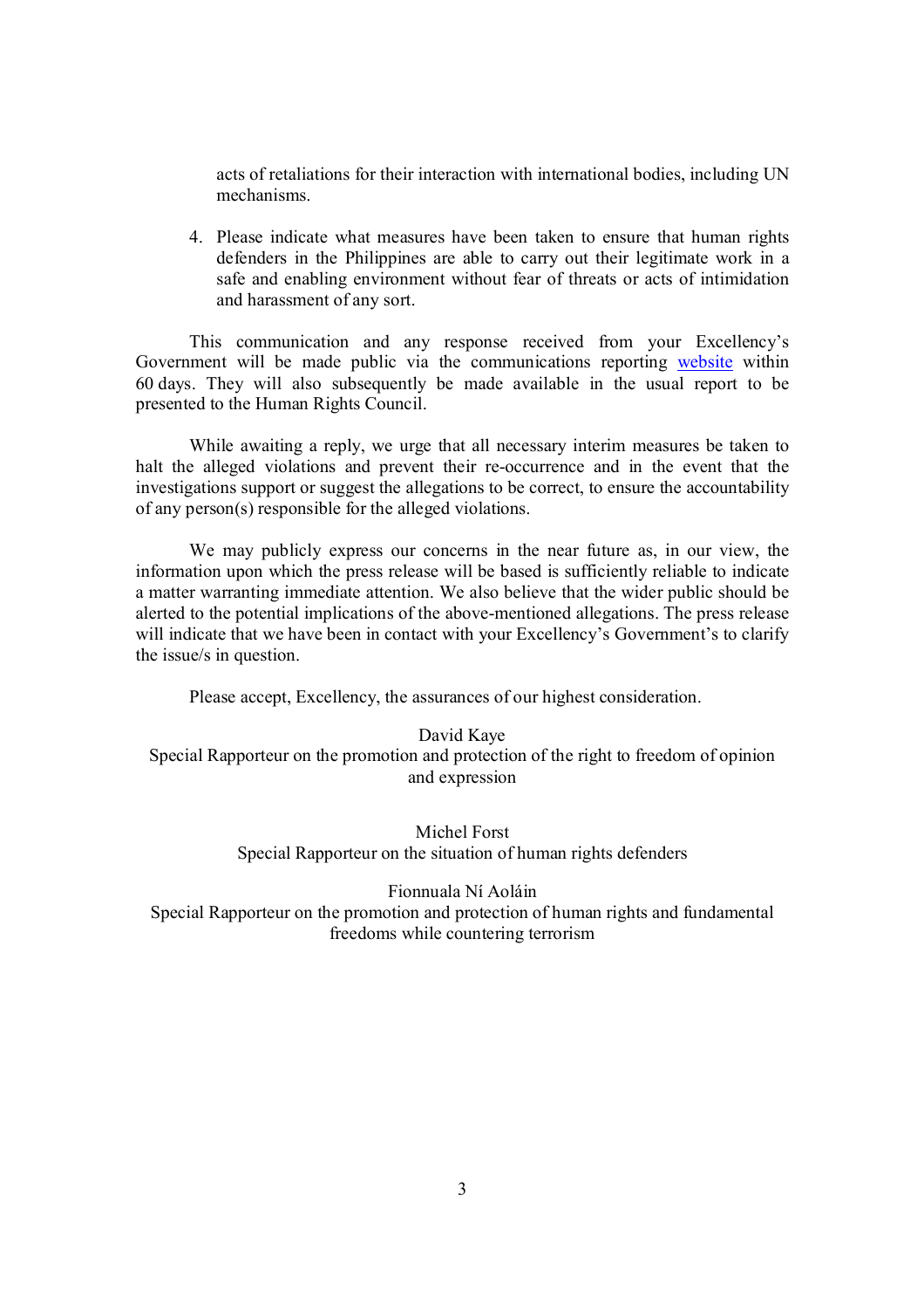acts of retaliations for their interaction with international bodies, including UN mechanisms.

4. Please indicate what measures have been taken to ensure that human rights defenders in the Philippines are able to carry out their legitimate work in a safe and enabling environment without fear of threats or acts of intimidation and harassment of any sort.

This communication and any response received from your Excellency's Government will be made public via the communications reporting website within 60 days. They will also subsequently be made available in the usual report to be presented to the Human Rights Council.

While awaiting a reply, we urge that all necessary interim measures be taken to halt the alleged violations and prevent their re-occurrence and in the event that the investigations support or suggest the allegations to be correct, to ensure the accountability of any person(s) responsible for the alleged violations.

We may publicly express our concerns in the near future as, in our view, the information upon which the press release will be based is sufficiently reliable to indicate a matter warranting immediate attention. We also believe that the wider public should be alerted to the potential implications of the above-mentioned allegations. The press release will indicate that we have been in contact with your Excellency's Government's to clarify the issue/s in question.

Please accept, Excellency, the assurances of our highest consideration.

David Kaye
Special Rapporteur on the promotion and protection of the right to freedom of opinion and expression

Michel Forst
Special Rapporteur on the situation of human rights defenders

Fionnuala Ní Aoláin
Special Rapporteur on the promotion and protection of human rights and fundamental freedoms while countering terrorism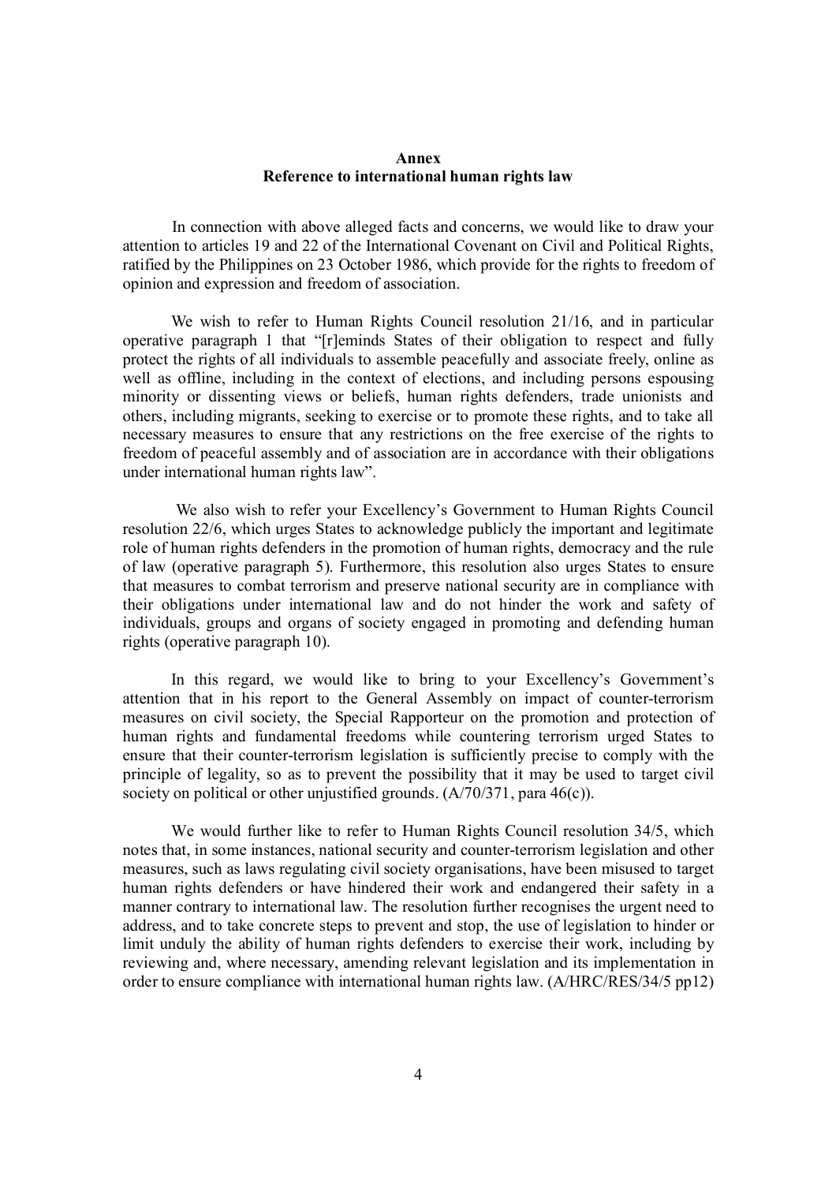**Annex**

**Reference to international human rights law**

In connection with above alleged facts and concerns, we would like to draw your attention to articles 19 and 22 of the International Covenant on Civil and Political Rights, ratified by the Philippines on 23 October 1986, which provide for the rights to freedom of opinion and expression and freedom of association.

We wish to refer to Human Rights Council resolution 21/16, and in particular operative paragraph 1 that "[r]eminds States of their obligation to respect and fully protect the rights of all individuals to assemble peacefully and associate freely, online as well as offline, including in the context of elections, and including persons espousing minority or dissenting views or beliefs, human rights defenders, trade unionists and others, including migrants, seeking to exercise or to promote these rights, and to take all necessary measures to ensure that any restrictions on the free exercise of the rights to freedom of peaceful assembly and of association are in accordance with their obligations under international human rights law".

We also wish to refer your Excellency's Government to Human Rights Council resolution 22/6, which urges States to acknowledge publicly the important and legitimate role of human rights defenders in the promotion of human rights, democracy and the rule of law (operative paragraph 5). Furthermore, this resolution also urges States to ensure that measures to combat terrorism and preserve national security are in compliance with their obligations under international law and do not hinder the work and safety of individuals, groups and organs of society engaged in promoting and defending human rights (operative paragraph 10).

In this regard, we would like to bring to your Excellency's Government's attention that in his report to the General Assembly on impact of counter-terrorism measures on civil society, the Special Rapporteur on the promotion and protection of human rights and fundamental freedoms while countering terrorism urged States to ensure that their counter-terrorism legislation is sufficiently precise to comply with the principle of legality, so as to prevent the possibility that it may be used to target civil society on political or other unjustified grounds. (A/70/371, para 46(c)).

We would further like to refer to Human Rights Council resolution 34/5, which notes that, in some instances, national security and counter-terrorism legislation and other measures, such as laws regulating civil society organisations, have been misused to target human rights defenders or have hindered their work and endangered their safety in a manner contrary to international law. The resolution further recognises the urgent need to address, and to take concrete steps to prevent and stop, the use of legislation to hinder or limit unduly the ability of human rights defenders to exercise their work, including by reviewing and, where necessary, amending relevant legislation and its implementation in order to ensure compliance with international human rights law. (A/HRC/RES/34/5 pp12)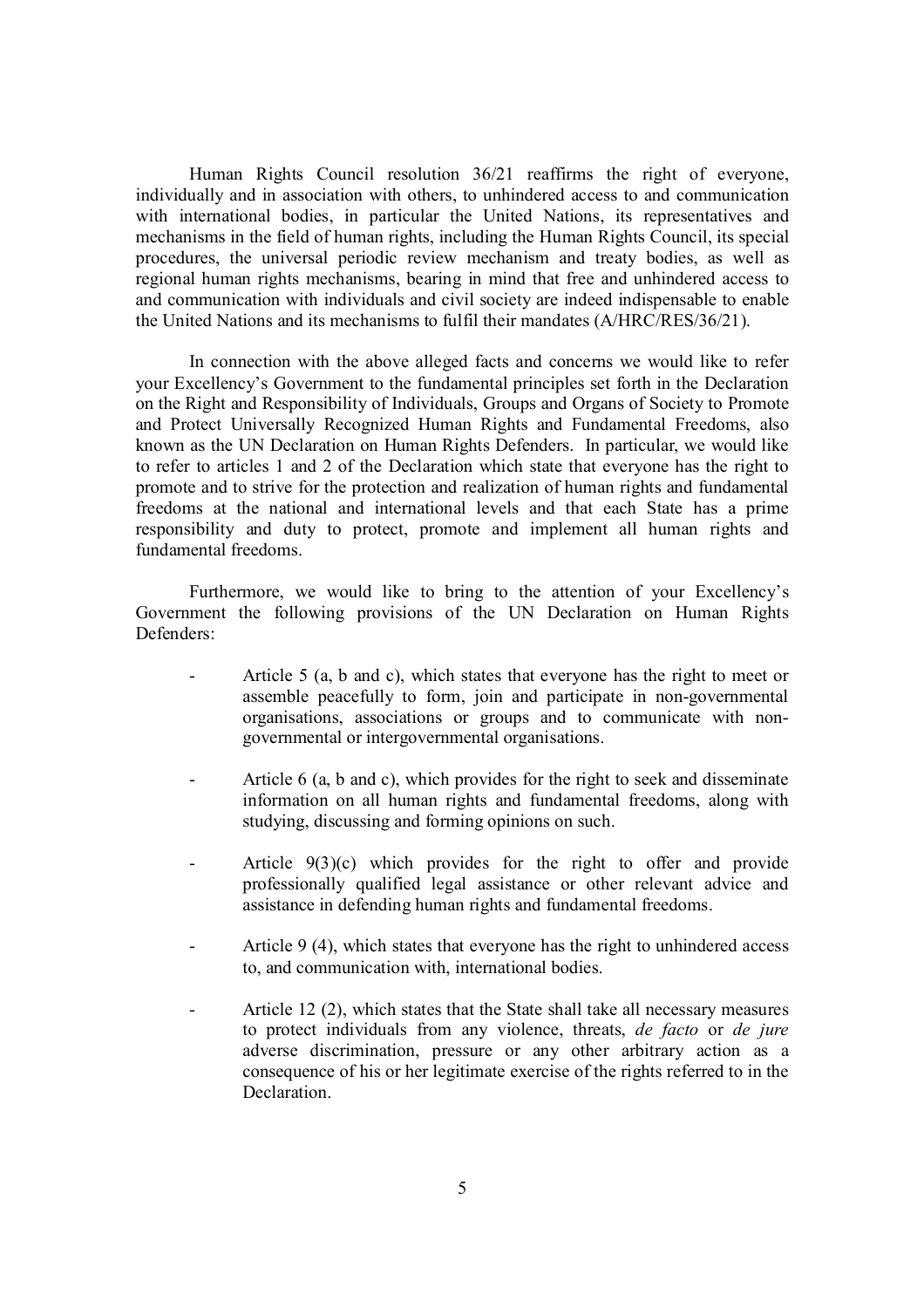Human Rights Council resolution 36/21 reaffirms the right of everyone, individually and in association with others, to unhindered access to and communication with international bodies, in particular the United Nations, its representatives and mechanisms in the field of human rights, including the Human Rights Council, its special procedures, the universal periodic review mechanism and treaty bodies, as well as regional human rights mechanisms, bearing in mind that free and unhindered access to and communication with individuals and civil society are indeed indispensable to enable the United Nations and its mechanisms to fulfil their mandates (A/HRC/RES/36/21).

In connection with the above alleged facts and concerns we would like to refer your Excellency's Government to the fundamental principles set forth in the Declaration on the Right and Responsibility of Individuals, Groups and Organs of Society to Promote and Protect Universally Recognized Human Rights and Fundamental Freedoms, also known as the UN Declaration on Human Rights Defenders. In particular, we would like to refer to articles 1 and 2 of the Declaration which state that everyone has the right to promote and to strive for the protection and realization of human rights and fundamental freedoms at the national and international levels and that each State has a prime responsibility and duty to protect, promote and implement all human rights and fundamental freedoms.

Furthermore, we would like to bring to the attention of your Excellency's Government the following provisions of the UN Declaration on Human Rights Defenders:

- Article 5 (a, b and c), which states that everyone has the right to meet or assemble peacefully to form, join and participate in non-governmental organisations, associations or groups and to communicate with non-governmental or intergovernmental organisations.

- Article 6 (a, b and c), which provides for the right to seek and disseminate information on all human rights and fundamental freedoms, along with studying, discussing and forming opinions on such.

- Article 9(3)(c) which provides for the right to offer and provide professionally qualified legal assistance or other relevant advice and assistance in defending human rights and fundamental freedoms.

- Article 9 (4), which states that everyone has the right to unhindered access to, and communication with, international bodies.

- Article 12 (2), which states that the State shall take all necessary measures to protect individuals from any violence, threats, *de facto* or *de jure* adverse discrimination, pressure or any other arbitrary action as a consequence of his or her legitimate exercise of the rights referred to in the Declaration.